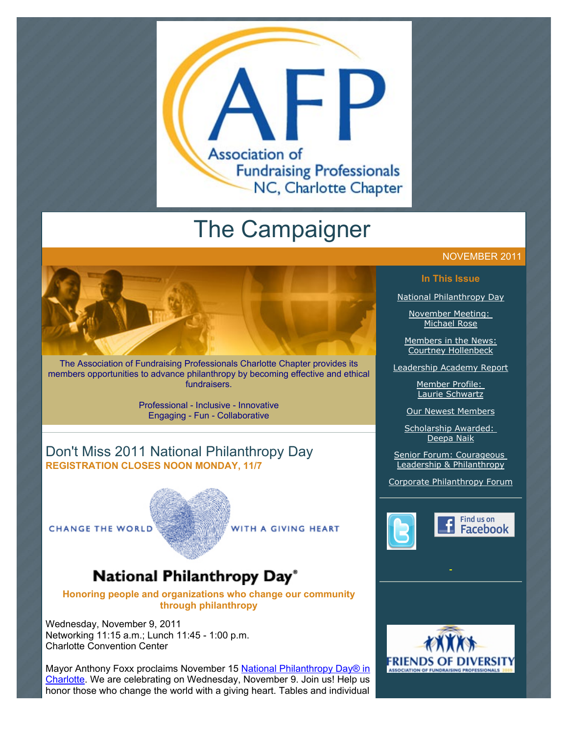# The Campaigner

NOVEMBER 2011

The Association of Fundraising Professionals Charlotte Chapter provides its members opportunities to advance philanthropy by becoming effective and ethical fundraisers.

Professional - Inclusive - Innovative
Engaging - Fun - Collaborative

**In This Issue**

- National Philanthropy Day
- November Meeting: Michael Rose
- Members in the News: Courtney Hollenbeck
- Leadership Academy Report
- Member Profile: Laurie Schwartz
- Our Newest Members
- Scholarship Awarded: Deepa Naik
- Senior Forum: Courageous Leadership & Philanthropy
- Corporate Philanthropy Forum

## Don't Miss 2011 National Philanthropy Day

**REGISTRATION CLOSES NOON MONDAY, 11/7**

CHANGE THE WORLD WITH A GIVING HEART

**National Philanthropy Day®**

**Honoring people and organizations who change our community through philanthropy**

Wednesday, November 9, 2011
Networking 11:15 a.m.; Lunch 11:45 - 1:00 p.m.
Charlotte Convention Center

Mayor Anthony Foxx proclaims November 15 National Philanthropy Day® in Charlotte. We are celebrating on Wednesday, November 9. Join us! Help us honor those who change the world with a giving heart. Tables and individual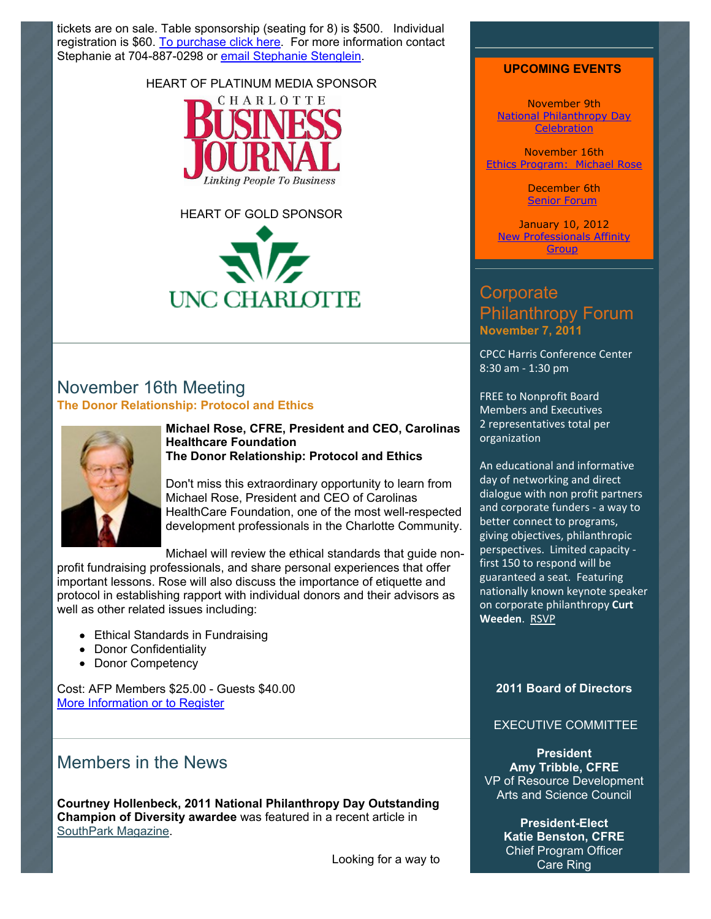tickets are on sale. Table sponsorship (seating for 8) is $500. Individual registration is $60. To purchase click here. For more information contact Stephanie at 704-887-0298 or email Stephanie Stenglein.

HEART OF PLATINUM MEDIA SPONSOR

CHARLOTTE BUSINESS JOURNAL
*Linking People To Business*

HEART OF GOLD SPONSOR

UNC CHARLOTTE

## November 16th Meeting

**The Donor Relationship: Protocol and Ethics**

**Michael Rose, CFRE, President and CEO, Carolinas Healthcare Foundation**
**The Donor Relationship: Protocol and Ethics**

Don't miss this extraordinary opportunity to learn from Michael Rose, President and CEO of Carolinas HealthCare Foundation, one of the most well-respected development professionals in the Charlotte Community.

Michael will review the ethical standards that guide non-profit fundraising professionals, and share personal experiences that offer important lessons. Rose will also discuss the importance of etiquette and protocol in establishing rapport with individual donors and their advisors as well as other related issues including:

- Ethical Standards in Fundraising
- Donor Confidentiality
- Donor Competency

Cost: AFP Members $25.00 - Guests $40.00
More Information or to Register

## Members in the News

**Courtney Hollenbeck, 2011 National Philanthropy Day Outstanding Champion of Diversity awardee** was featured in a recent article in SouthPark Magazine.

Looking for a way to

**UPCOMING EVENTS**

November 9th
National Philanthropy Day Celebration

November 16th
Ethics Program: Michael Rose

December 6th
Senior Forum

January 10, 2012
New Professionals Affinity Group

## Corporate Philanthropy Forum

**November 7, 2011**

CPCC Harris Conference Center
8:30 am - 1:30 pm

FREE to Nonprofit Board Members and Executives
2 representatives total per organization

An educational and informative day of networking and direct dialogue with non profit partners and corporate funders - a way to better connect to programs, giving objectives, philanthropic perspectives. Limited capacity - first 150 to respond will be guaranteed a seat. Featuring nationally known keynote speaker on corporate philanthropy **Curt Weeden**. RSVP

**2011 Board of Directors**

EXECUTIVE COMMITTEE

**President**
**Amy Tribble, CFRE**
VP of Resource Development
Arts and Science Council

**President-Elect**
**Katie Benston, CFRE**
Chief Program Officer
Care Ring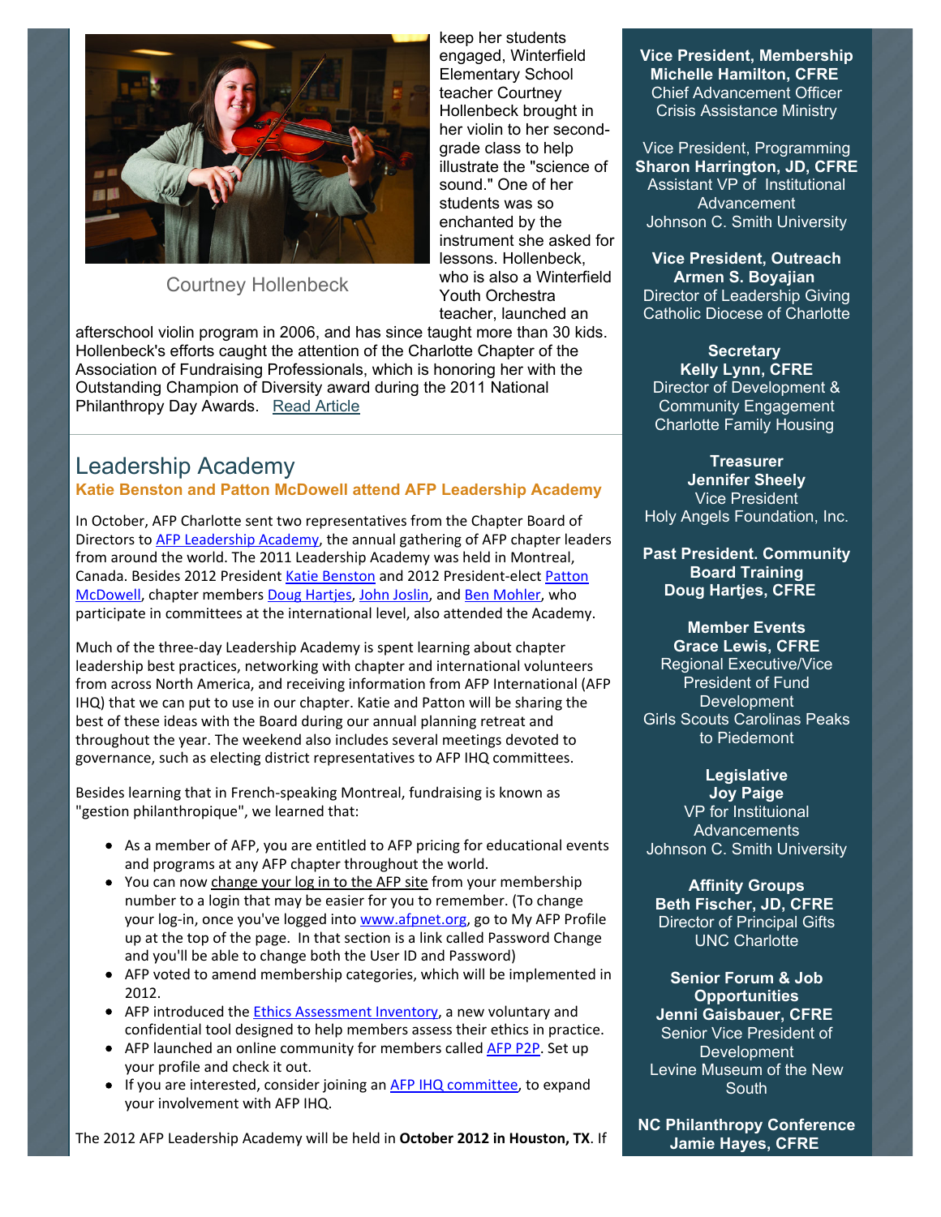keep her students engaged, Winterfield Elementary School teacher Courtney Hollenbeck brought in her violin to her second-grade class to help illustrate the "science of sound." One of her students was so enchanted by the instrument she asked for lessons. Hollenbeck, who is also a Winterfield Youth Orchestra teacher, launched an afterschool violin program in 2006, and has since taught more than 30 kids. Hollenbeck's efforts caught the attention of the Charlotte Chapter of the Association of Fundraising Professionals, which is honoring her with the Outstanding Champion of Diversity award during the 2011 National Philanthropy Day Awards. Read Article

Courtney Hollenbeck

## Leadership Academy

**Katie Benston and Patton McDowell attend AFP Leadership Academy**

In October, AFP Charlotte sent two representatives from the Chapter Board of Directors to AFP Leadership Academy, the annual gathering of AFP chapter leaders from around the world. The 2011 Leadership Academy was held in Montreal, Canada. Besides 2012 President Katie Benston and 2012 President-elect Patton McDowell, chapter members Doug Hartjes, John Joslin, and Ben Mohler, who participate in committees at the international level, also attended the Academy.

Much of the three-day Leadership Academy is spent learning about chapter leadership best practices, networking with chapter and international volunteers from across North America, and receiving information from AFP International (AFP IHQ) that we can put to use in our chapter. Katie and Patton will be sharing the best of these ideas with the Board during our annual planning retreat and throughout the year. The weekend also includes several meetings devoted to governance, such as electing district representatives to AFP IHQ committees.

Besides learning that in French-speaking Montreal, fundraising is known as "gestion philanthropique", we learned that:

- As a member of AFP, you are entitled to AFP pricing for educational events and programs at any AFP chapter throughout the world.
- You can now change your log in to the AFP site from your membership number to a login that may be easier for you to remember. (To change your log-in, once you've logged into www.afpnet.org, go to My AFP Profile up at the top of the page. In that section is a link called Password Change and you'll be able to change both the User ID and Password)
- AFP voted to amend membership categories, which will be implemented in 2012.
- AFP introduced the Ethics Assessment Inventory, a new voluntary and confidential tool designed to help members assess their ethics in practice.
- AFP launched an online community for members called AFP P2P. Set up your profile and check it out.
- If you are interested, consider joining an AFP IHQ committee, to expand your involvement with AFP IHQ.

The 2012 AFP Leadership Academy will be held in **October 2012 in Houston, TX**. If

**Vice President, Membership**
**Michelle Hamilton, CFRE**
Chief Advancement Officer
Crisis Assistance Ministry

Vice President, Programming
**Sharon Harrington, JD, CFRE**
Assistant VP of Institutional Advancement
Johnson C. Smith University

**Vice President, Outreach**
**Armen S. Boyajian**
Director of Leadership Giving
Catholic Diocese of Charlotte

**Secretary**
**Kelly Lynn, CFRE**
Director of Development & Community Engagement
Charlotte Family Housing

**Treasurer**
**Jennifer Sheely**
Vice President
Holy Angels Foundation, Inc.

**Past President. Community Board Training**
**Doug Hartjes, CFRE**

**Member Events**
**Grace Lewis, CFRE**
Regional Executive/Vice President of Fund Development
Girls Scouts Carolinas Peaks to Piedemont

**Legislative**
**Joy Paige**
VP for Instituional Advancements
Johnson C. Smith University

**Affinity Groups**
**Beth Fischer, JD, CFRE**
Director of Principal Gifts
UNC Charlotte

**Senior Forum & Job Opportunities**
**Jenni Gaisbauer, CFRE**
Senior Vice President of Development
Levine Museum of the New South

**NC Philanthropy Conference**
**Jamie Hayes, CFRE**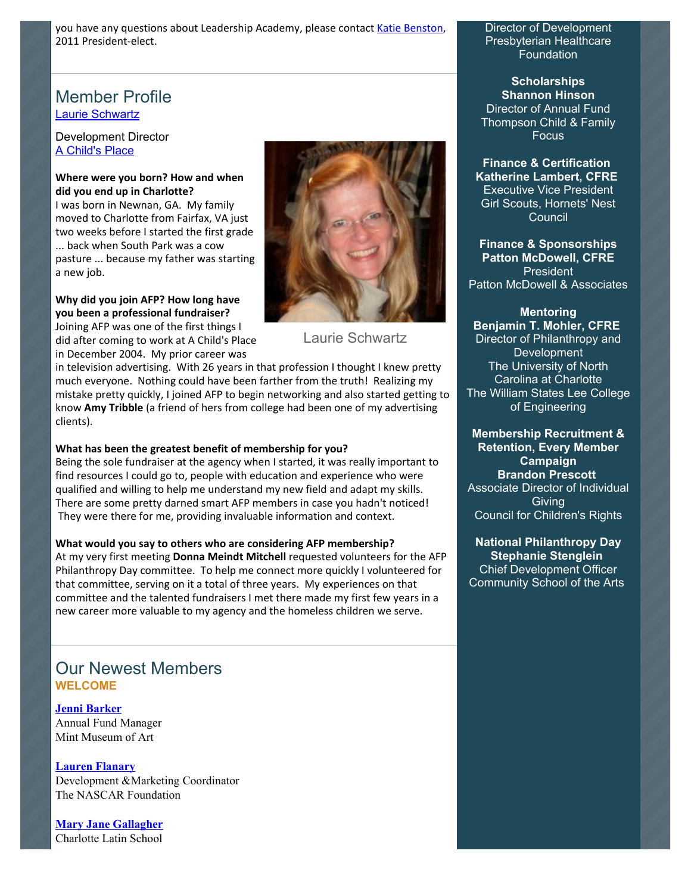you have any questions about Leadership Academy, please contact Katie Benston, 2011 President-elect.

## Member Profile

Laurie Schwartz

Development Director
A Child's Place

Laurie Schwartz

**Where were you born? How and when did you end up in Charlotte?**
I was born in Newnan, GA. My family moved to Charlotte from Fairfax, VA just two weeks before I started the first grade ... back when South Park was a cow pasture ... because my father was starting a new job.

**Why did you join AFP? How long have you been a professional fundraiser?**
Joining AFP was one of the first things I did after coming to work at A Child's Place in December 2004. My prior career was in television advertising. With 26 years in that profession I thought I knew pretty much everyone. Nothing could have been farther from the truth! Realizing my mistake pretty quickly, I joined AFP to begin networking and also started getting to know **Amy Tribble** (a friend of hers from college had been one of my advertising clients).

**What has been the greatest benefit of membership for you?**
Being the sole fundraiser at the agency when I started, it was really important to find resources I could go to, people with education and experience who were qualified and willing to help me understand my new field and adapt my skills. There are some pretty darned smart AFP members in case you hadn't noticed! They were there for me, providing invaluable information and context.

**What would you say to others who are considering AFP membership?**
At my very first meeting **Donna Meindt Mitchell** requested volunteers for the AFP Philanthropy Day committee. To help me connect more quickly I volunteered for that committee, serving on it a total of three years. My experiences on that committee and the talented fundraisers I met there made my first few years in a new career more valuable to my agency and the homeless children we serve.

## Our Newest Members

**WELCOME**

**Jenni Barker**
Annual Fund Manager
Mint Museum of Art

**Lauren Flanary**
Development &Marketing Coordinator
The NASCAR Foundation

**Mary Jane Gallagher**
Charlotte Latin School

---

Director of Development
Presbyterian Healthcare Foundation

**Scholarships**
**Shannon Hinson**
Director of Annual Fund
Thompson Child & Family Focus

**Finance & Certification**
**Katherine Lambert, CFRE**
Executive Vice President
Girl Scouts, Hornets' Nest Council

**Finance & Sponsorships**
**Patton McDowell, CFRE**
President
Patton McDowell & Associates

**Mentoring**
**Benjamin T. Mohler, CFRE**
Director of Philanthropy and Development
The University of North Carolina at Charlotte
The William States Lee College of Engineering

**Membership Recruitment & Retention, Every Member Campaign**
**Brandon Prescott**
Associate Director of Individual Giving
Council for Children's Rights

**National Philanthropy Day**
**Stephanie Stenglein**
Chief Development Officer
Community School of the Arts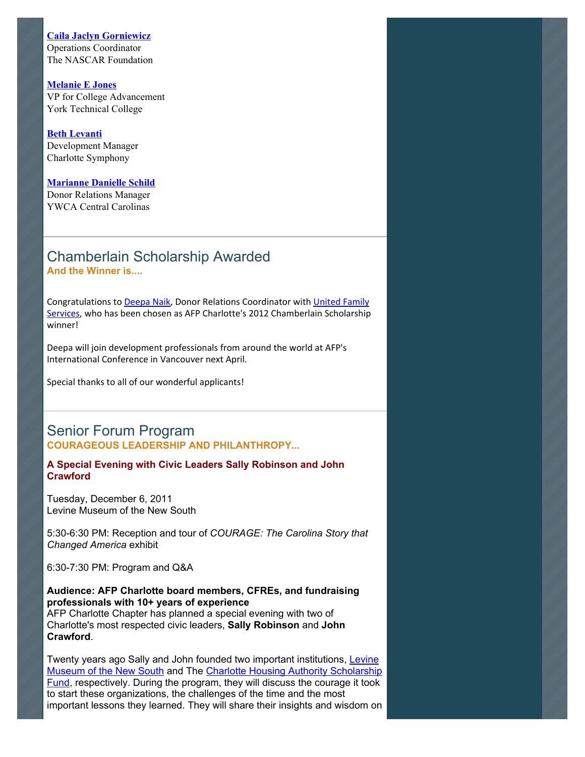**Caila Jaclyn Gorniewicz**
Operations Coordinator
The NASCAR Foundation

**Melanie E Jones**
VP for College Advancement
York Technical College

**Beth Levanti**
Development Manager
Charlotte Symphony

**Marianne Danielle Schild**
Donor Relations Manager
YWCA Central Carolinas

---

## Chamberlain Scholarship Awarded

**And the Winner is....**

Congratulations to Deepa Naik, Donor Relations Coordinator with United Family Services, who has been chosen as AFP Charlotte's 2012 Chamberlain Scholarship winner!

Deepa will join development professionals from around the world at AFP's International Conference in Vancouver next April.

Special thanks to all of our wonderful applicants!

---

## Senior Forum Program

**COURAGEOUS LEADERSHIP AND PHILANTHROPY...**

**A Special Evening with Civic Leaders Sally Robinson and John Crawford**

Tuesday, December 6, 2011
Levine Museum of the New South

5:30-6:30 PM: Reception and tour of *COURAGE: The Carolina Story that Changed America* exhibit

6:30-7:30 PM: Program and Q&A

**Audience: AFP Charlotte board members, CFREs, and fundraising professionals with 10+ years of experience**
AFP Charlotte Chapter has planned a special evening with two of Charlotte's most respected civic leaders, **Sally Robinson** and **John Crawford**.

Twenty years ago Sally and John founded two important institutions, Levine Museum of the New South and The Charlotte Housing Authority Scholarship Fund, respectively. During the program, they will discuss the courage it took to start these organizations, the challenges of the time and the most important lessons they learned. They will share their insights and wisdom on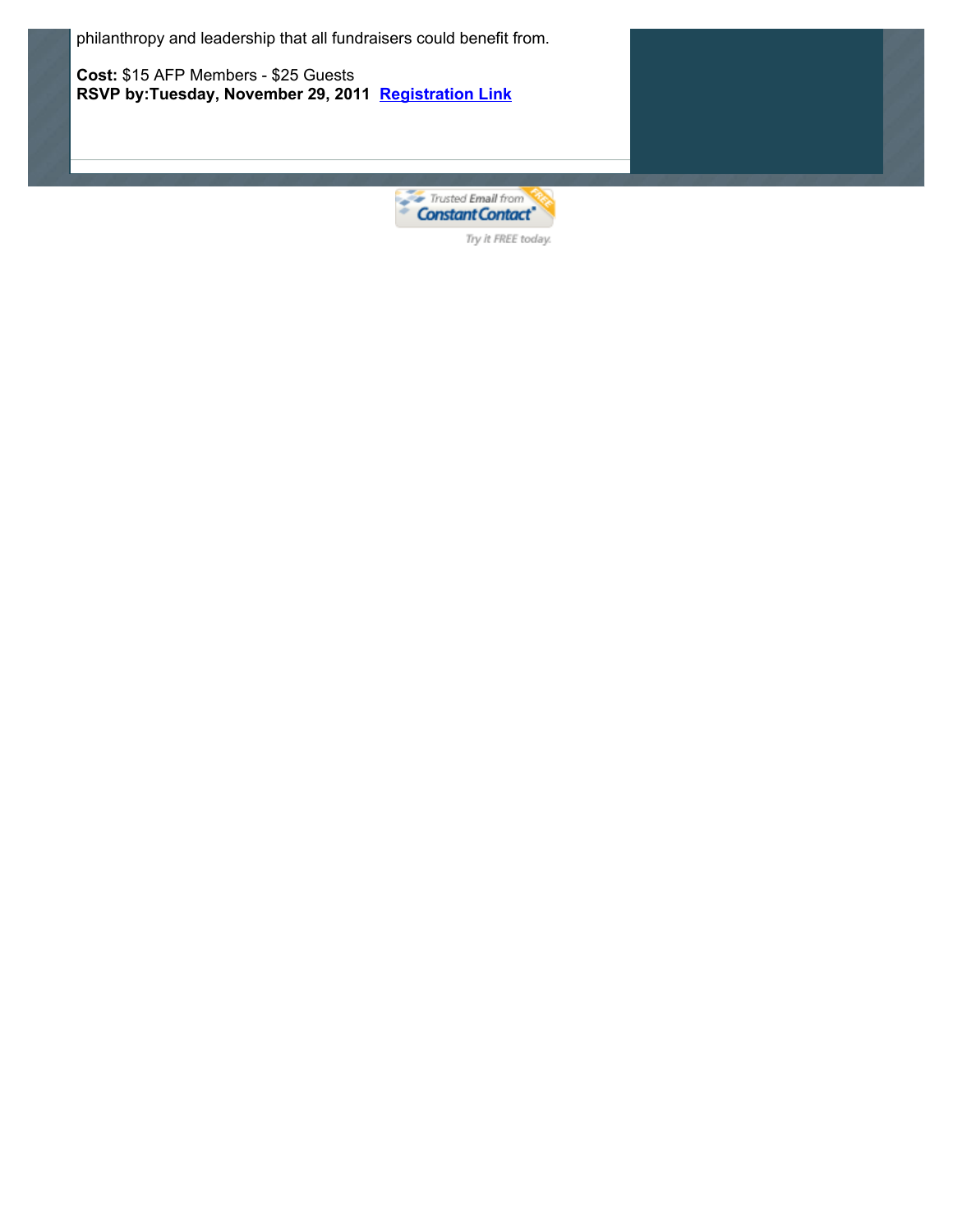philanthropy and leadership that all fundraisers could benefit from.

**Cost:** $15 AFP Members - $25 Guests
**RSVP by:Tuesday, November 29, 2011** **Registration Link**

Trusted Email from Constant Contact
Try it FREE today.